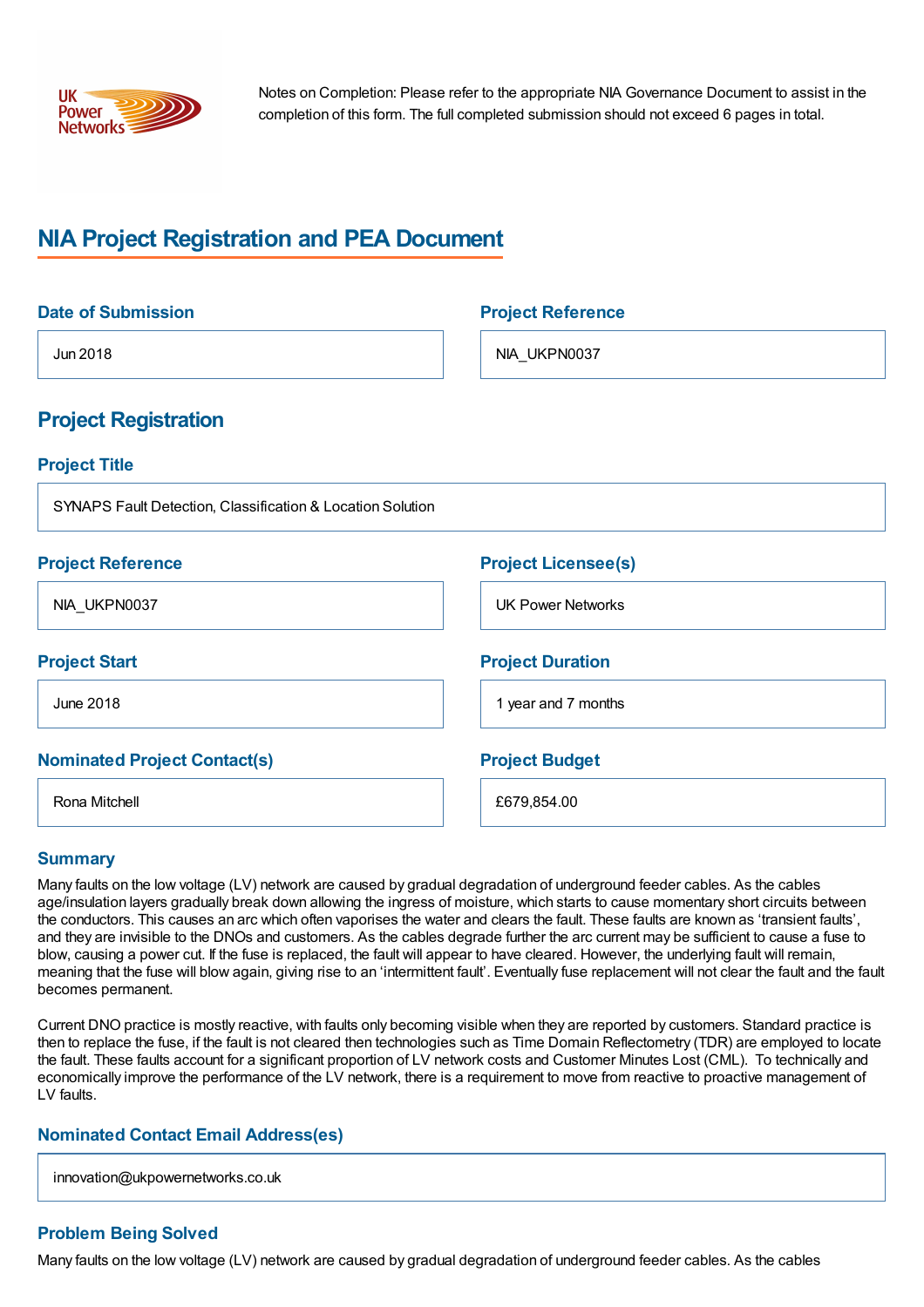Notes on Completion: Please refer to the appropriate NIA Governance Document to assist in the completion of this form. The full completed submission should not exceed 6 pages in total.

# NIA Project Registration and PEA Document

### Date of Submission

Jun 2018

### Project Reference

NIA_UKPN0037

## Project Registration

### Project Title

SYNAPS Fault Detection, Classification & Location Solution

### Project Reference

NIA_UKPN0037

### Project Licensee(s)

UK Power Networks

### Project Start

June 2018

### Project Duration

1 year and 7 months

### Nominated Project Contact(s)

Rona Mitchell

### Project Budget

£679,854.00

### Summary

Many faults on the low voltage (LV) network are caused by gradual degradation of underground feeder cables. As the cables age/insulation layers gradually break down allowing the ingress of moisture, which starts to cause momentary short circuits between the conductors. This causes an arc which often vaporises the water and clears the fault. These faults are known as 'transient faults', and they are invisible to the DNOs and customers. As the cables degrade further the arc current may be sufficient to cause a fuse to blow, causing a power cut. If the fuse is replaced, the fault will appear to have cleared. However, the underlying fault will remain, meaning that the fuse will blow again, giving rise to an 'intermittent fault'. Eventually fuse replacement will not clear the fault and the fault becomes permanent.

Current DNO practice is mostly reactive, with faults only becoming visible when they are reported by customers. Standard practice is then to replace the fuse, if the fault is not cleared then technologies such as Time Domain Reflectometry (TDR) are employed to locate the fault. These faults account for a significant proportion of LV network costs and Customer Minutes Lost (CML). To technically and economically improve the performance of the LV network, there is a requirement to move from reactive to proactive management of LV faults.

### Nominated Contact Email Address(es)

innovation@ukpowernetworks.co.uk

### Problem Being Solved

Many faults on the low voltage (LV) network are caused by gradual degradation of underground feeder cables. As the cables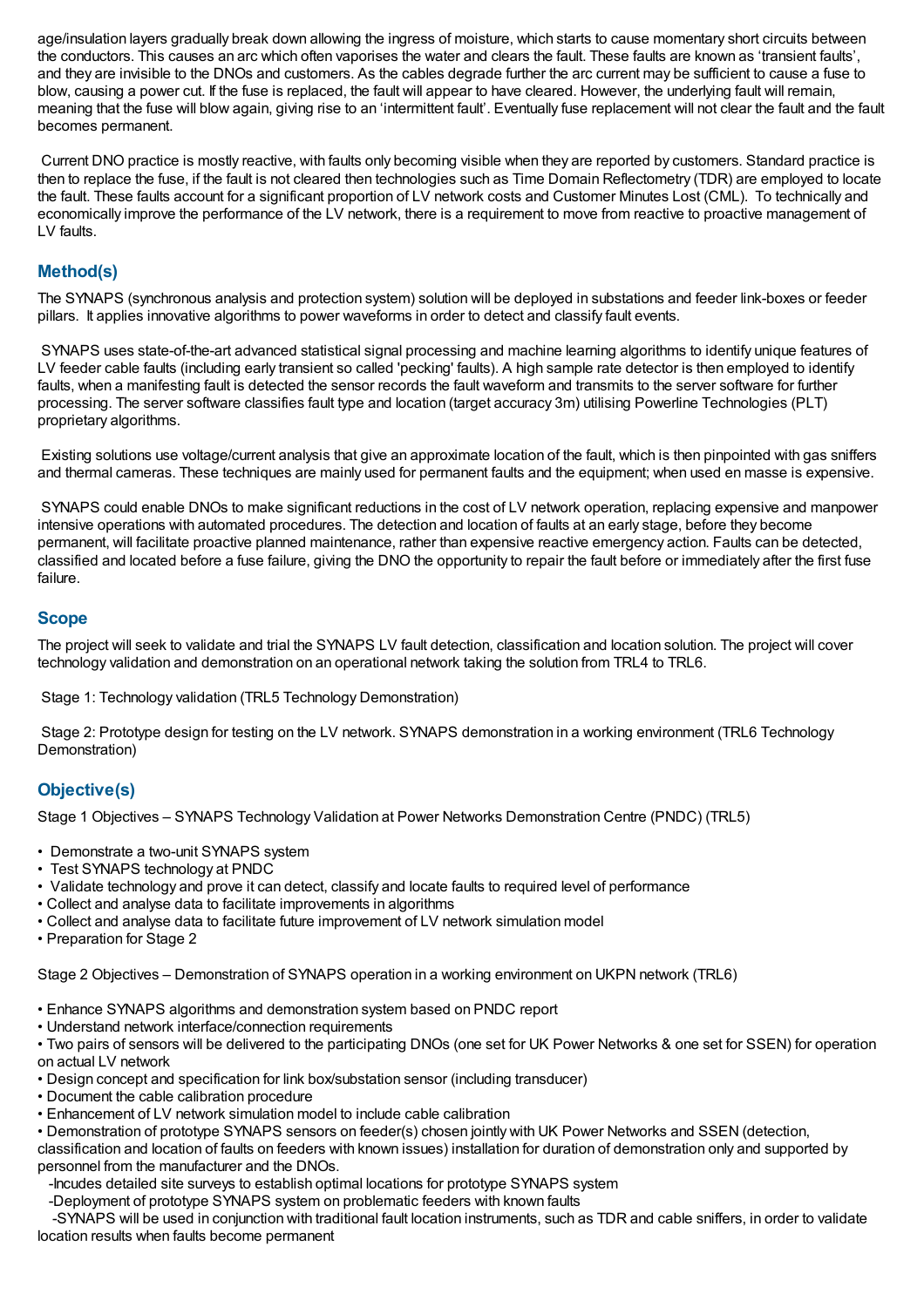age/insulation layers gradually break down allowing the ingress of moisture, which starts to cause momentary short circuits between the conductors. This causes an arc which often vaporises the water and clears the fault. These faults are known as 'transient faults', and they are invisible to the DNOs and customers. As the cables degrade further the arc current may be sufficient to cause a fuse to blow, causing a power cut. If the fuse is replaced, the fault will appear to have cleared. However, the underlying fault will remain, meaning that the fuse will blow again, giving rise to an 'intermittent fault'. Eventually fuse replacement will not clear the fault and the fault becomes permanent.

Current DNO practice is mostly reactive, with faults only becoming visible when they are reported by customers. Standard practice is then to replace the fuse, if the fault is not cleared then technologies such as Time Domain Reflectometry (TDR) are employed to locate the fault. These faults account for a significant proportion of LV network costs and Customer Minutes Lost (CML). To technically and economically improve the performance of the LV network, there is a requirement to move from reactive to proactive management of LV faults.

## Method(s)

The SYNAPS (synchronous analysis and protection system) solution will be deployed in substations and feeder link-boxes or feeder pillars. It applies innovative algorithms to power waveforms in order to detect and classify fault events.

SYNAPS uses state-of-the-art advanced statistical signal processing and machine learning algorithms to identify unique features of LV feeder cable faults (including early transient so called 'pecking' faults). A high sample rate detector is then employed to identify faults, when a manifesting fault is detected the sensor records the fault waveform and transmits to the server software for further processing. The server software classifies fault type and location (target accuracy 3m) utilising Powerline Technologies (PLT) proprietary algorithms.

Existing solutions use voltage/current analysis that give an approximate location of the fault, which is then pinpointed with gas sniffers and thermal cameras. These techniques are mainly used for permanent faults and the equipment; when used en masse is expensive.

SYNAPS could enable DNOs to make significant reductions in the cost of LV network operation, replacing expensive and manpower intensive operations with automated procedures. The detection and location of faults at an early stage, before they become permanent, will facilitate proactive planned maintenance, rather than expensive reactive emergency action. Faults can be detected, classified and located before a fuse failure, giving the DNO the opportunity to repair the fault before or immediately after the first fuse failure.

## Scope

The project will seek to validate and trial the SYNAPS LV fault detection, classification and location solution. The project will cover technology validation and demonstration on an operational network taking the solution from TRL4 to TRL6.

Stage 1: Technology validation (TRL5 Technology Demonstration)

Stage 2: Prototype design for testing on the LV network. SYNAPS demonstration in a working environment (TRL6 Technology Demonstration)

## Objective(s)

Stage 1 Objectives – SYNAPS Technology Validation at Power Networks Demonstration Centre (PNDC) (TRL5)

- Demonstrate a two-unit SYNAPS system
- Test SYNAPS technology at PNDC
- Validate technology and prove it can detect, classify and locate faults to required level of performance
- Collect and analyse data to facilitate improvements in algorithms
- Collect and analyse data to facilitate future improvement of LV network simulation model
- Preparation for Stage 2

Stage 2 Objectives – Demonstration of SYNAPS operation in a working environment on UKPN network (TRL6)

- Enhance SYNAPS algorithms and demonstration system based on PNDC report
- Understand network interface/connection requirements
- Two pairs of sensors will be delivered to the participating DNOs (one set for UK Power Networks & one set for SSEN) for operation on actual LV network
- Design concept and specification for link box/substation sensor (including transducer)
- Document the cable calibration procedure
- Enhancement of LV network simulation model to include cable calibration
- Demonstration of prototype SYNAPS sensors on feeder(s) chosen jointly with UK Power Networks and SSEN (detection, classification and location of faults on feeders with known issues) installation for duration of demonstration only and supported by personnel from the manufacturer and the DNOs.
  - -Incudes detailed site surveys to establish optimal locations for prototype SYNAPS system
  - -Deployment of prototype SYNAPS system on problematic feeders with known faults
  - -SYNAPS will be used in conjunction with traditional fault location instruments, such as TDR and cable sniffers, in order to validate location results when faults become permanent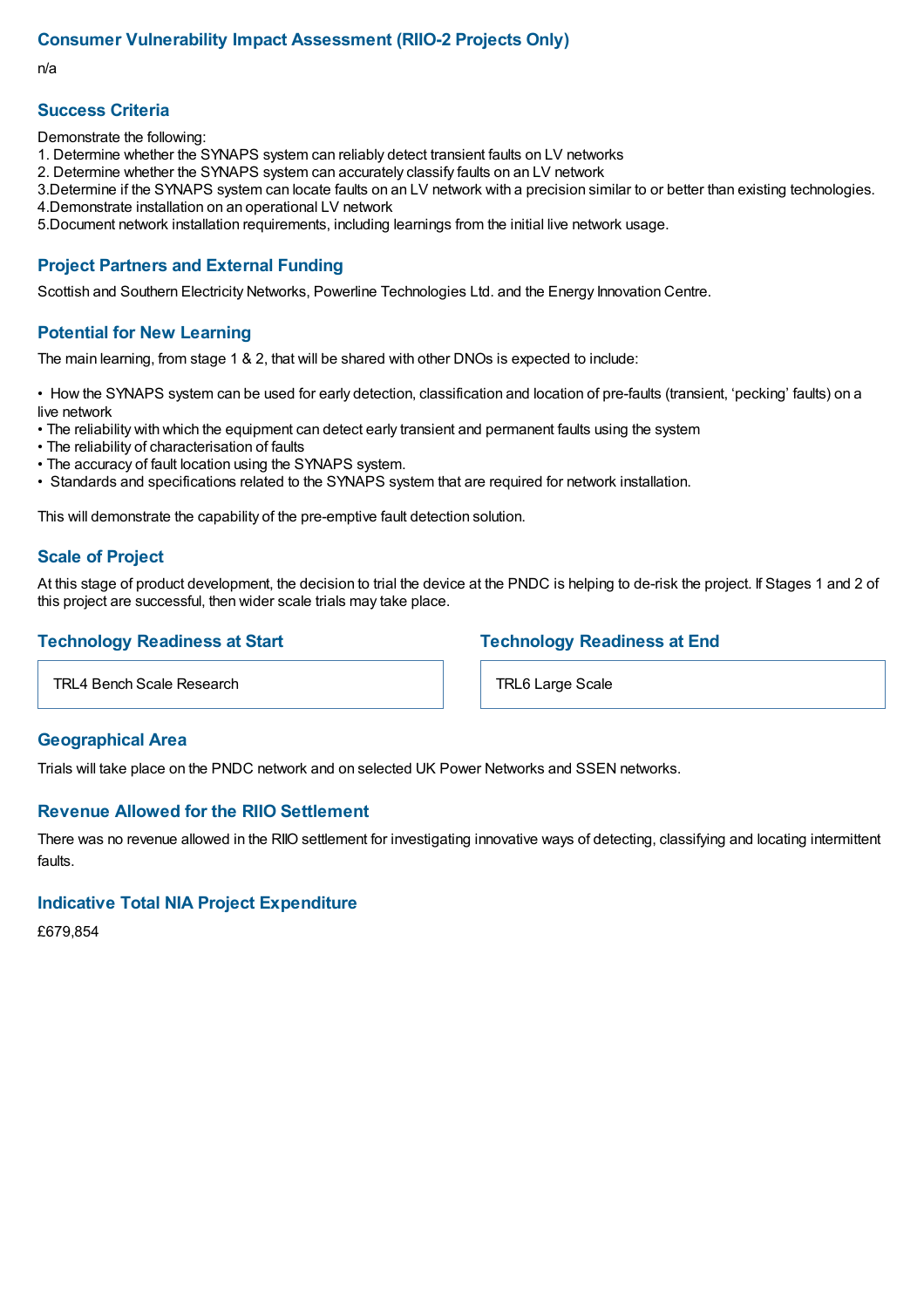## Consumer Vulnerability Impact Assessment (RIIO-2 Projects Only)

n/a

## Success Criteria

Demonstrate the following:

1. Determine whether the SYNAPS system can reliably detect transient faults on LV networks
2. Determine whether the SYNAPS system can accurately classify faults on an LV network
3. Determine if the SYNAPS system can locate faults on an LV network with a precision similar to or better than existing technologies.
4. Demonstrate installation on an operational LV network
5. Document network installation requirements, including learnings from the initial live network usage.

## Project Partners and External Funding

Scottish and Southern Electricity Networks, Powerline Technologies Ltd. and the Energy Innovation Centre.

## Potential for New Learning

The main learning, from stage 1 & 2, that will be shared with other DNOs is expected to include:

- How the SYNAPS system can be used for early detection, classification and location of pre-faults (transient, 'pecking' faults) on a live network
- The reliability with which the equipment can detect early transient and permanent faults using the system
- The reliability of characterisation of faults
- The accuracy of fault location using the SYNAPS system.
- Standards and specifications related to the SYNAPS system that are required for network installation.

This will demonstrate the capability of the pre-emptive fault detection solution.

## Scale of Project

At this stage of product development, the decision to trial the device at the PNDC is helping to de-risk the project. If Stages 1 and 2 of this project are successful, then wider scale trials may take place.

## Technology Readiness at Start

TRL4 Bench Scale Research

## Technology Readiness at End

TRL6 Large Scale

## Geographical Area

Trials will take place on the PNDC network and on selected UK Power Networks and SSEN networks.

## Revenue Allowed for the RIIO Settlement

There was no revenue allowed in the RIIO settlement for investigating innovative ways of detecting, classifying and locating intermittent faults.

## Indicative Total NIA Project Expenditure

£679,854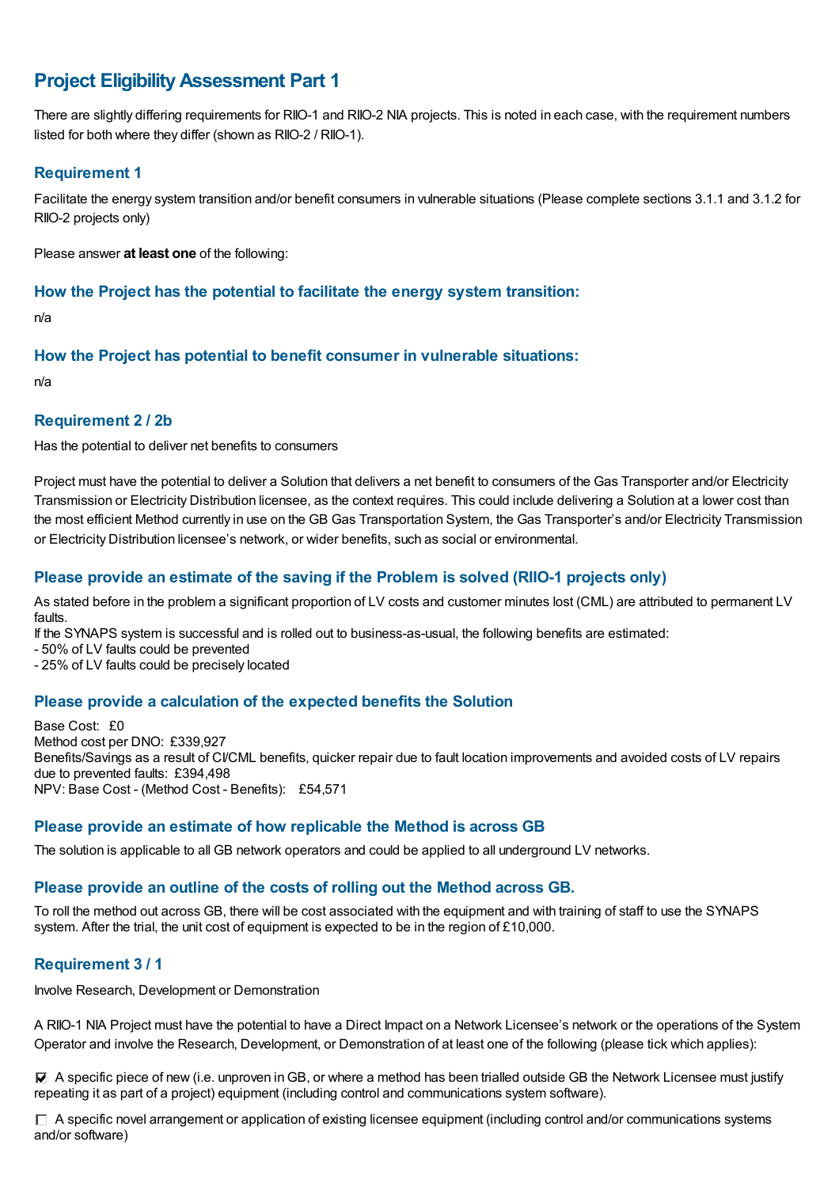## Project Eligibility Assessment Part 1

There are slightly differing requirements for RIIO-1 and RIIO-2 NIA projects. This is noted in each case, with the requirement numbers listed for both where they differ (shown as RIIO-2 / RIIO-1).

### Requirement 1

Facilitate the energy system transition and/or benefit consumers in vulnerable situations (Please complete sections 3.1.1 and 3.1.2 for RIIO-2 projects only)

Please answer **at least one** of the following:

### How the Project has the potential to facilitate the energy system transition:

n/a

### How the Project has potential to benefit consumer in vulnerable situations:

n/a

### Requirement 2 / 2b

Has the potential to deliver net benefits to consumers

Project must have the potential to deliver a Solution that delivers a net benefit to consumers of the Gas Transporter and/or Electricity Transmission or Electricity Distribution licensee, as the context requires. This could include delivering a Solution at a lower cost than the most efficient Method currently in use on the GB Gas Transportation System, the Gas Transporter's and/or Electricity Transmission or Electricity Distribution licensee's network, or wider benefits, such as social or environmental.

### Please provide an estimate of the saving if the Problem is solved (RIIO-1 projects only)

As stated before in the problem a significant proportion of LV costs and customer minutes lost (CML) are attributed to permanent LV faults.
If the SYNAPS system is successful and is rolled out to business-as-usual, the following benefits are estimated:
- 50% of LV faults could be prevented
- 25% of LV faults could be precisely located

### Please provide a calculation of the expected benefits the Solution

Base Cost: £0
Method cost per DNO: £339,927
Benefits/Savings as a result of CI/CML benefits, quicker repair due to fault location improvements and avoided costs of LV repairs due to prevented faults: £394,498
NPV: Base Cost - (Method Cost - Benefits): £54,571

### Please provide an estimate of how replicable the Method is across GB

The solution is applicable to all GB network operators and could be applied to all underground LV networks.

### Please provide an outline of the costs of rolling out the Method across GB.

To roll the method out across GB, there will be cost associated with the equipment and with training of staff to use the SYNAPS system. After the trial, the unit cost of equipment is expected to be in the region of £10,000.

### Requirement 3 / 1

Involve Research, Development or Demonstration

A RIIO-1 NIA Project must have the potential to have a Direct Impact on a Network Licensee's network or the operations of the System Operator and involve the Research, Development, or Demonstration of at least one of the following (please tick which applies):

☑ A specific piece of new (i.e. unproven in GB, or where a method has been trialled outside GB the Network Licensee must justify repeating it as part of a project) equipment (including control and communications system software).

☐ A specific novel arrangement or application of existing licensee equipment (including control and/or communications systems and/or software)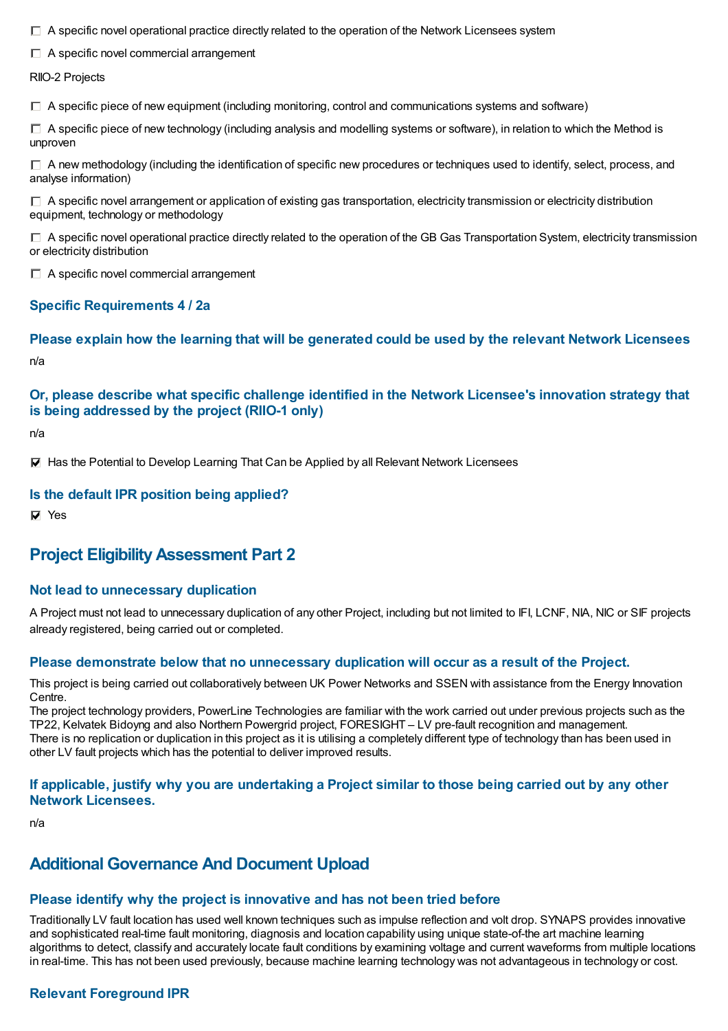- [ ] A specific novel operational practice directly related to the operation of the Network Licensees system
- [ ] A specific novel commercial arrangement

RIIO-2 Projects

- [ ] A specific piece of new equipment (including monitoring, control and communications systems and software)
- [ ] A specific piece of new technology (including analysis and modelling systems or software), in relation to which the Method is unproven
- [ ] A new methodology (including the identification of specific new procedures or techniques used to identify, select, process, and analyse information)
- [ ] A specific novel arrangement or application of existing gas transportation, electricity transmission or electricity distribution equipment, technology or methodology
- [ ] A specific novel operational practice directly related to the operation of the GB Gas Transportation System, electricity transmission or electricity distribution
- [ ] A specific novel commercial arrangement

### Specific Requirements 4 / 2a

### Please explain how the learning that will be generated could be used by the relevant Network Licensees

n/a

### Or, please describe what specific challenge identified in the Network Licensee's innovation strategy that is being addressed by the project (RIIO-1 only)

n/a

- [x] Has the Potential to Develop Learning That Can be Applied by all Relevant Network Licensees

### Is the default IPR position being applied?

- [x] Yes

## Project Eligibility Assessment Part 2

### Not lead to unnecessary duplication

A Project must not lead to unnecessary duplication of any other Project, including but not limited to IFI, LCNF, NIA, NIC or SIF projects already registered, being carried out or completed.

### Please demonstrate below that no unnecessary duplication will occur as a result of the Project.

This project is being carried out collaboratively between UK Power Networks and SSEN with assistance from the Energy Innovation Centre.
The project technology providers, PowerLine Technologies are familiar with the work carried out under previous projects such as the TP22, Kelvatek Bidoyng and also Northern Powergrid project, FORESIGHT – LV pre-fault recognition and management.
There is no replication or duplication in this project as it is utilising a completely different type of technology than has been used in other LV fault projects which has the potential to deliver improved results.

### If applicable, justify why you are undertaking a Project similar to those being carried out by any other Network Licensees.

n/a

## Additional Governance And Document Upload

### Please identify why the project is innovative and has not been tried before

Traditionally LV fault location has used well known techniques such as impulse reflection and volt drop. SYNAPS provides innovative and sophisticated real-time fault monitoring, diagnosis and location capability using unique state-of-the art machine learning algorithms to detect, classify and accurately locate fault conditions by examining voltage and current waveforms from multiple locations in real-time. This has not been used previously, because machine learning technology was not advantageous in technology or cost.

### Relevant Foreground IPR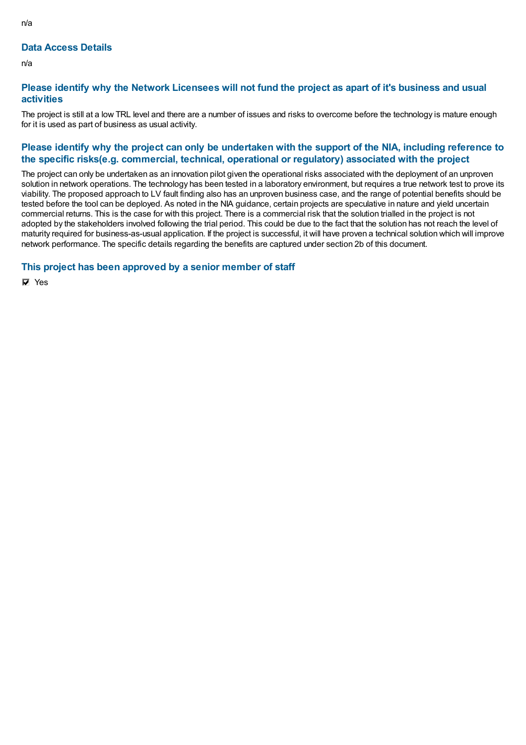n/a

### Data Access Details

n/a

### Please identify why the Network Licensees will not fund the project as apart of it's business and usual activities

The project is still at a low TRL level and there are a number of issues and risks to overcome before the technology is mature enough for it is used as part of business as usual activity.

### Please identify why the project can only be undertaken with the support of the NIA, including reference to the specific risks(e.g. commercial, technical, operational or regulatory) associated with the project

The project can only be undertaken as an innovation pilot given the operational risks associated with the deployment of an unproven solution in network operations. The technology has been tested in a laboratory environment, but requires a true network test to prove its viability. The proposed approach to LV fault finding also has an unproven business case, and the range of potential benefits should be tested before the tool can be deployed. As noted in the NIA guidance, certain projects are speculative in nature and yield uncertain commercial returns. This is the case for with this project. There is a commercial risk that the solution trialled in the project is not adopted by the stakeholders involved following the trial period. This could be due to the fact that the solution has not reach the level of maturity required for business-as-usual application. If the project is successful, it will have proven a technical solution which will improve network performance. The specific details regarding the benefits are captured under section 2b of this document.

### This project has been approved by a senior member of staff

☑ Yes